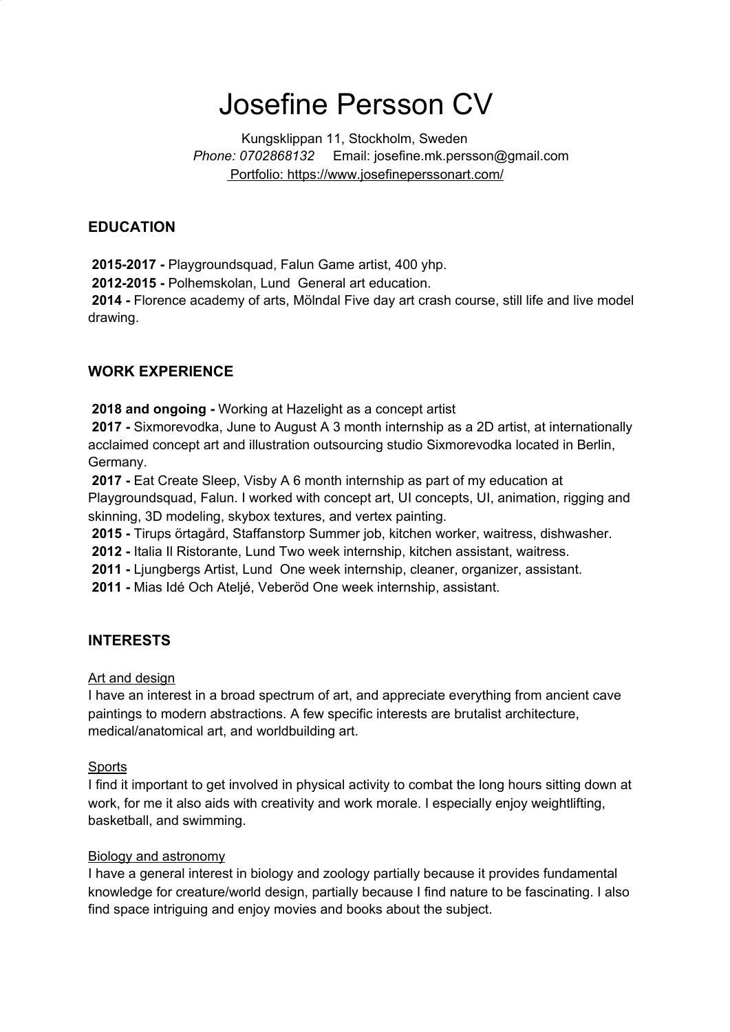# Josefine Persson CV

Kungsklippan 11, Stockholm, Sweden
*Phone: 0702868132* Email: josefine.mk.persson@gmail.com
Portfolio: https://www.josefinepersssonart.com/

## EDUCATION

**2015-2017 -** Playgroundsquad, Falun Game artist, 400 yhp.
**2012-2015 -** Polhemskolan, Lund General art education.
**2014 -** Florence academy of arts, Mölndal Five day art crash course, still life and live model drawing.

## WORK EXPERIENCE

**2018 and ongoing -** Working at Hazelight as a concept artist
**2017 -** Sixmorevodka, June to August A 3 month internship as a 2D artist, at internationally acclaimed concept art and illustration outsourcing studio Sixmorevodka located in Berlin, Germany.
**2017 -** Eat Create Sleep, Visby A 6 month internship as part of my education at Playgroundsquad, Falun. I worked with concept art, UI concepts, UI, animation, rigging and skinning, 3D modeling, skybox textures, and vertex painting.
**2015 -** Tirups örtagård, Staffanstorp Summer job, kitchen worker, waitress, dishwasher.
**2012 -** Italia Il Ristorante, Lund Two week internship, kitchen assistant, waitress.
**2011 -** Ljungbergs Artist, Lund One week internship, cleaner, organizer, assistant.
**2011 -** Mias Idé Och Ateljé, Veberöd One week internship, assistant.

## INTERESTS

Art and design
I have an interest in a broad spectrum of art, and appreciate everything from ancient cave paintings to modern abstractions. A few specific interests are brutalist architecture, medical/anatomical art, and worldbuilding art.

Sports
I find it important to get involved in physical activity to combat the long hours sitting down at work, for me it also aids with creativity and work morale. I especially enjoy weightlifting, basketball, and swimming.

Biology and astronomy
I have a general interest in biology and zoology partially because it provides fundamental knowledge for creature/world design, partially because I find nature to be fascinating. I also find space intriguing and enjoy movies and books about the subject.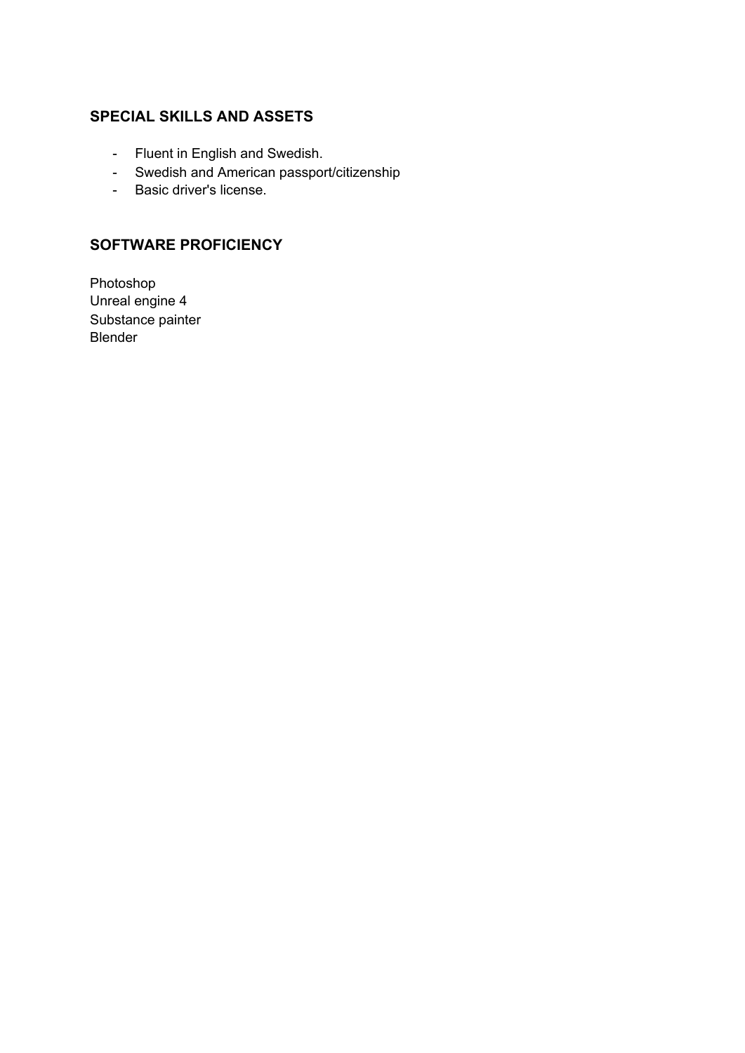## SPECIAL SKILLS AND ASSETS

- Fluent in English and Swedish.
- Swedish and American passport/citizenship
- Basic driver's license.

## SOFTWARE PROFICIENCY

Photoshop
Unreal engine 4
Substance painter
Blender